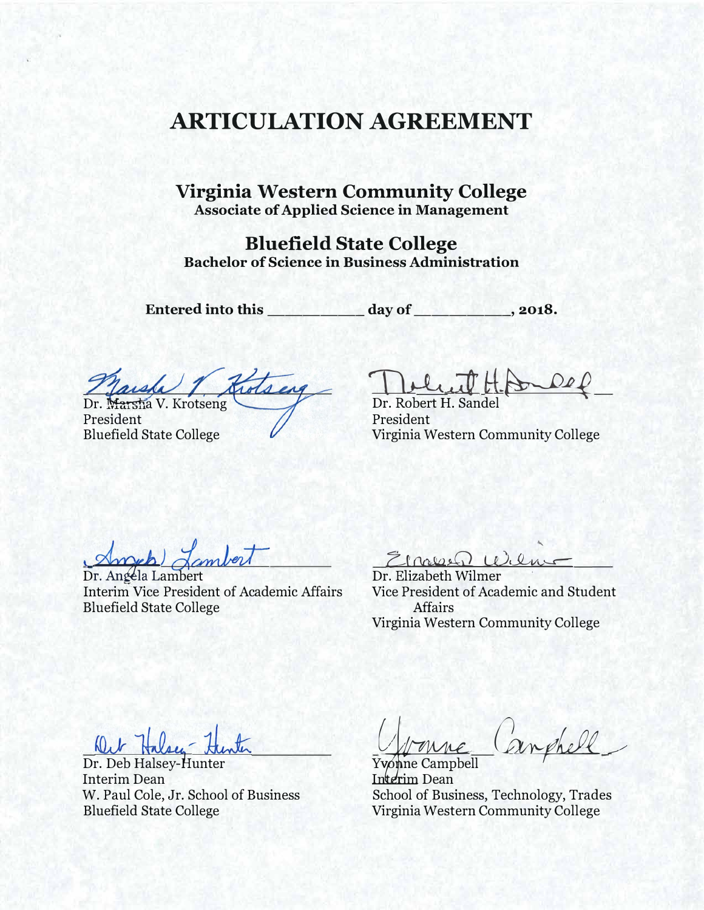# ARTICULATION AGREEMENT

## Virginia Western Community College
**Associate of Applied Science in Management**

## Bluefield State College
**Bachelor of Science in Business Administration**

**Entered into this \_\_\_\_\_\_\_\_\_\_ day of \_\_\_\_\_\_\_\_\_\_, 2018.**

Dr. Marsha V. Krotseng
President
Bluefield State College

Dr. Robert H. Sandel
President
Virginia Western Community College

Dr. Angela Lambert
Interim Vice President of Academic Affairs
Bluefield State College

Dr. Elizabeth Wilmer
Vice President of Academic and Student Affairs
Virginia Western Community College

Dr. Deb Halsey-Hunter
Interim Dean
W. Paul Cole, Jr. School of Business
Bluefield State College

Yvonne Campbell
Interim Dean
School of Business, Technology, Trades
Virginia Western Community College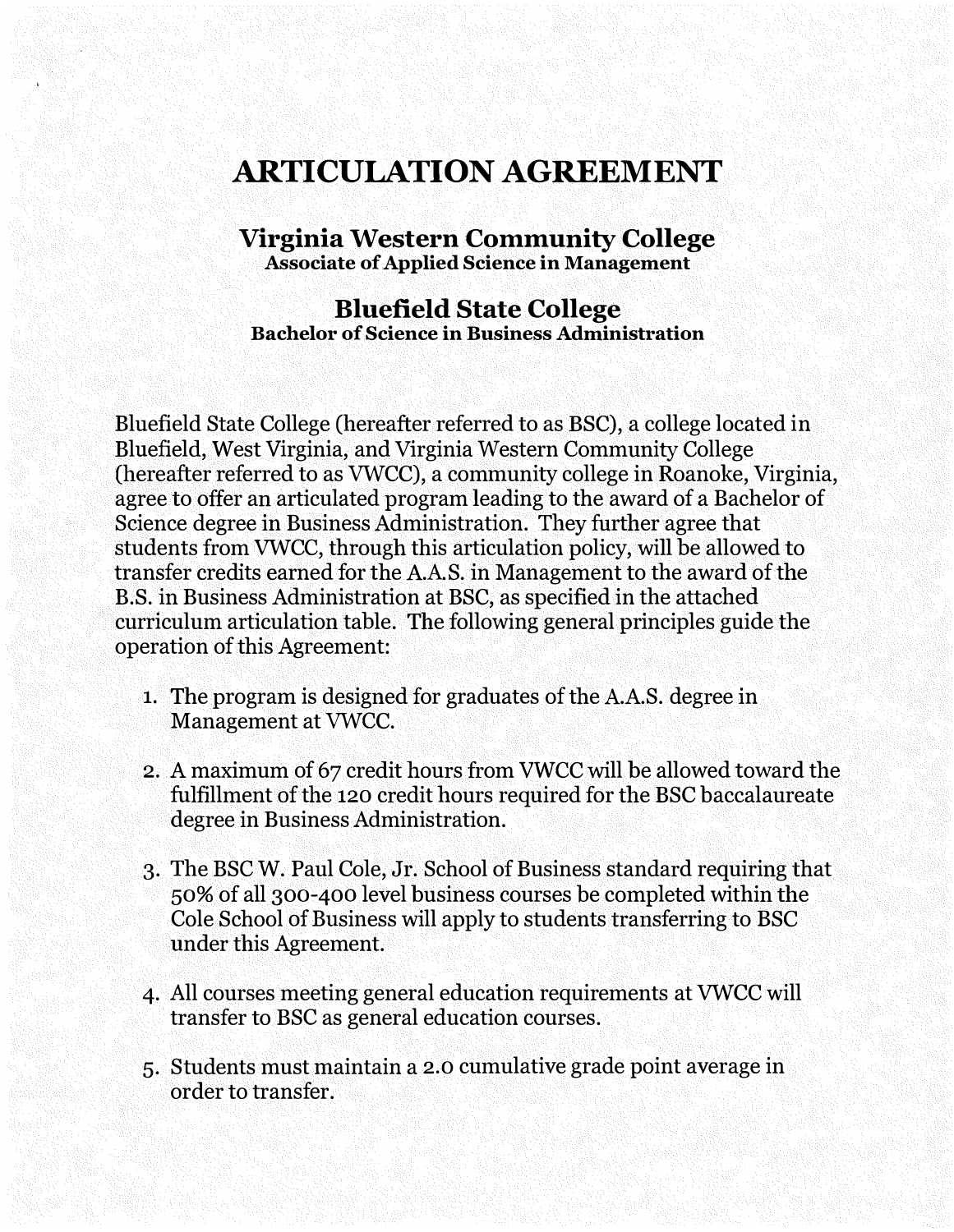# ARTICULATION AGREEMENT

## Virginia Western Community College

**Associate of Applied Science in Management**

## Bluefield State College

**Bachelor of Science in Business Administration**

Bluefield State College (hereafter referred to as BSC), a college located in Bluefield, West Virginia, and Virginia Western Community College (hereafter referred to as VWCC), a community college in Roanoke, Virginia, agree to offer an articulated program leading to the award of a Bachelor of Science degree in Business Administration. They further agree that students from VWCC, through this articulation policy, will be allowed to transfer credits earned for the A.A.S. in Management to the award of the B.S. in Business Administration at BSC, as specified in the attached curriculum articulation table. The following general principles guide the operation of this Agreement:

1. The program is designed for graduates of the A.A.S. degree in Management at VWCC.

2. A maximum of 67 credit hours from VWCC will be allowed toward the fulfillment of the 120 credit hours required for the BSC baccalaureate degree in Business Administration.

3. The BSC W. Paul Cole, Jr. School of Business standard requiring that 50% of all 300-400 level business courses be completed within the Cole School of Business will apply to students transferring to BSC under this Agreement.

4. All courses meeting general education requirements at VWCC will transfer to BSC as general education courses.

5. Students must maintain a 2.0 cumulative grade point average in order to transfer.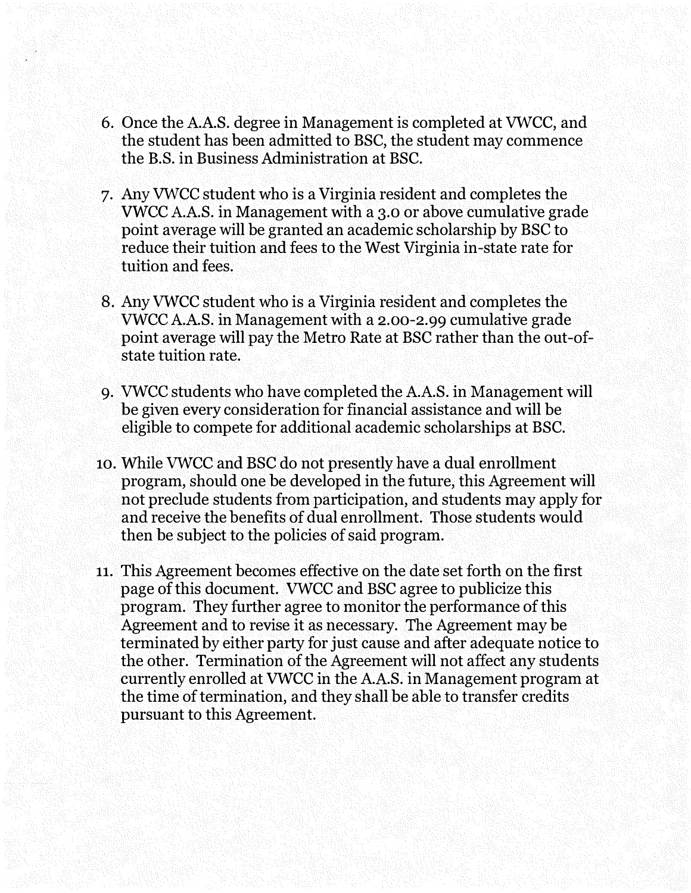6. Once the A.A.S. degree in Management is completed at VWCC, and the student has been admitted to BSC, the student may commence the B.S. in Business Administration at BSC.

7. Any VWCC student who is a Virginia resident and completes the VWCC A.A.S. in Management with a 3.0 or above cumulative grade point average will be granted an academic scholarship by BSC to reduce their tuition and fees to the West Virginia in-state rate for tuition and fees.

8. Any VWCC student who is a Virginia resident and completes the VWCC A.A.S. in Management with a 2.00-2.99 cumulative grade point average will pay the Metro Rate at BSC rather than the out-of-state tuition rate.

9. VWCC students who have completed the A.A.S. in Management will be given every consideration for financial assistance and will be eligible to compete for additional academic scholarships at BSC.

10. While VWCC and BSC do not presently have a dual enrollment program, should one be developed in the future, this Agreement will not preclude students from participation, and students may apply for and receive the benefits of dual enrollment. Those students would then be subject to the policies of said program.

11. This Agreement becomes effective on the date set forth on the first page of this document. VWCC and BSC agree to publicize this program. They further agree to monitor the performance of this Agreement and to revise it as necessary. The Agreement may be terminated by either party for just cause and after adequate notice to the other. Termination of the Agreement will not affect any students currently enrolled at VWCC in the A.A.S. in Management program at the time of termination, and they shall be able to transfer credits pursuant to this Agreement.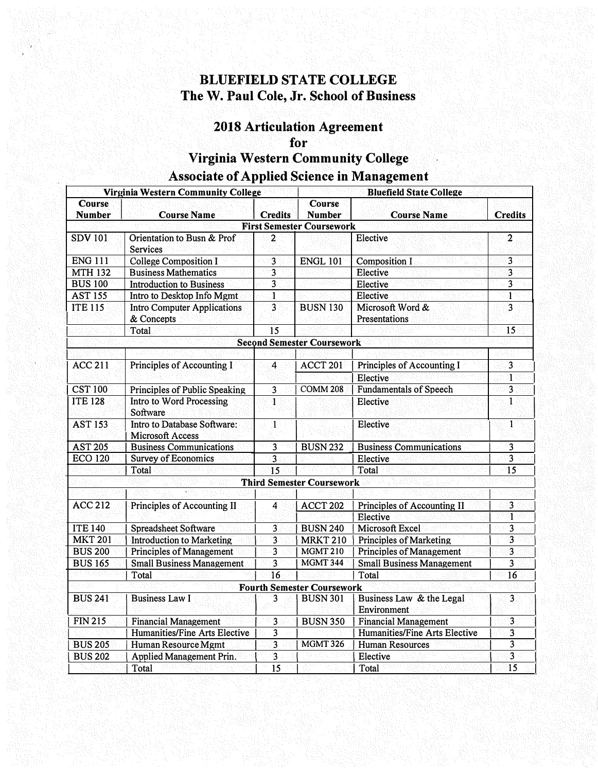# BLUEFIELD STATE COLLEGE
## The W. Paul Cole, Jr. School of Business

## 2018 Articulation Agreement
## for
## Virginia Western Community College
## Associate of Applied Science in Management

| Virginia Western Community College | | | Bluefield State College | | |
|---|---|---|---|---|---|
| **Course Number** | **Course Name** | **Credits** | **Course Number** | **Course Name** | **Credits** |
| **First Semester Coursework** | | | | | |
| SDV 101 | Orientation to Busn & Prof Services | 2 | | Elective | 2 |
| ENG 111 | College Composition I | 3 | ENGL 101 | Composition I | 3 |
| MTH 132 | Business Mathematics | 3 | | Elective | 3 |
| BUS 100 | Introduction to Business | 3 | | Elective | 3 |
| AST 155 | Intro to Desktop Info Mgmt | 1 | | Elective | 1 |
| ITE 115 | Intro Computer Applications & Concepts | 3 | BUSN 130 | Microsoft Word & Presentations | 3 |
| | Total | 15 | | | 15 |
| **Second Semester Coursework** | | | | | |
| ACC 211 | Principles of Accounting I | 4 | ACCT 201 | Principles of Accounting I | 3 |
| | | | | Elective | 1 |
| CST 100 | Principles of Public Speaking | 3 | COMM 208 | Fundamentals of Speech | 3 |
| ITE 128 | Intro to Word Processing Software | 1 | | Elective | 1 |
| AST 153 | Intro to Database Software: Microsoft Access | 1 | | Elective | 1 |
| AST 205 | Business Communications | 3 | BUSN 232 | Business Communications | 3 |
| ECO 120 | Survey of Economics | 3 | | Elective | 3 |
| | Total | 15 | | Total | 15 |
| **Third Semester Coursework** | | | | | |
| ACC 212 | Principles of Accounting II | 4 | ACCT 202 | Principles of Accounting II | 3 |
| | | | | Elective | 1 |
| ITE 140 | Spreadsheet Software | 3 | BUSN 240 | Microsoft Excel | 3 |
| MKT 201 | Introduction to Marketing | 3 | MRKT 210 | Principles of Marketing | 3 |
| BUS 200 | Principles of Management | 3 | MGMT 210 | Principles of Management | 3 |
| BUS 165 | Small Business Management | 3 | MGMT 344 | Small Business Management | 3 |
| | Total | 16 | | Total | 16 |
| **Fourth Semester Coursework** | | | | | |
| BUS 241 | Business Law I | 3 | BUSN 301 | Business Law & the Legal Environment | 3 |
| FIN 215 | Financial Management | 3 | BUSN 350 | Financial Management | 3 |
| | Humanities/Fine Arts Elective | 3 | | Humanities/Fine Arts Elective | 3 |
| BUS 205 | Human Resource Mgmt | 3 | MGMT 326 | Human Resources | 3 |
| BUS 202 | Applied Management Prin. | 3 | | Elective | 3 |
| | Total | 15 | | Total | 15 |